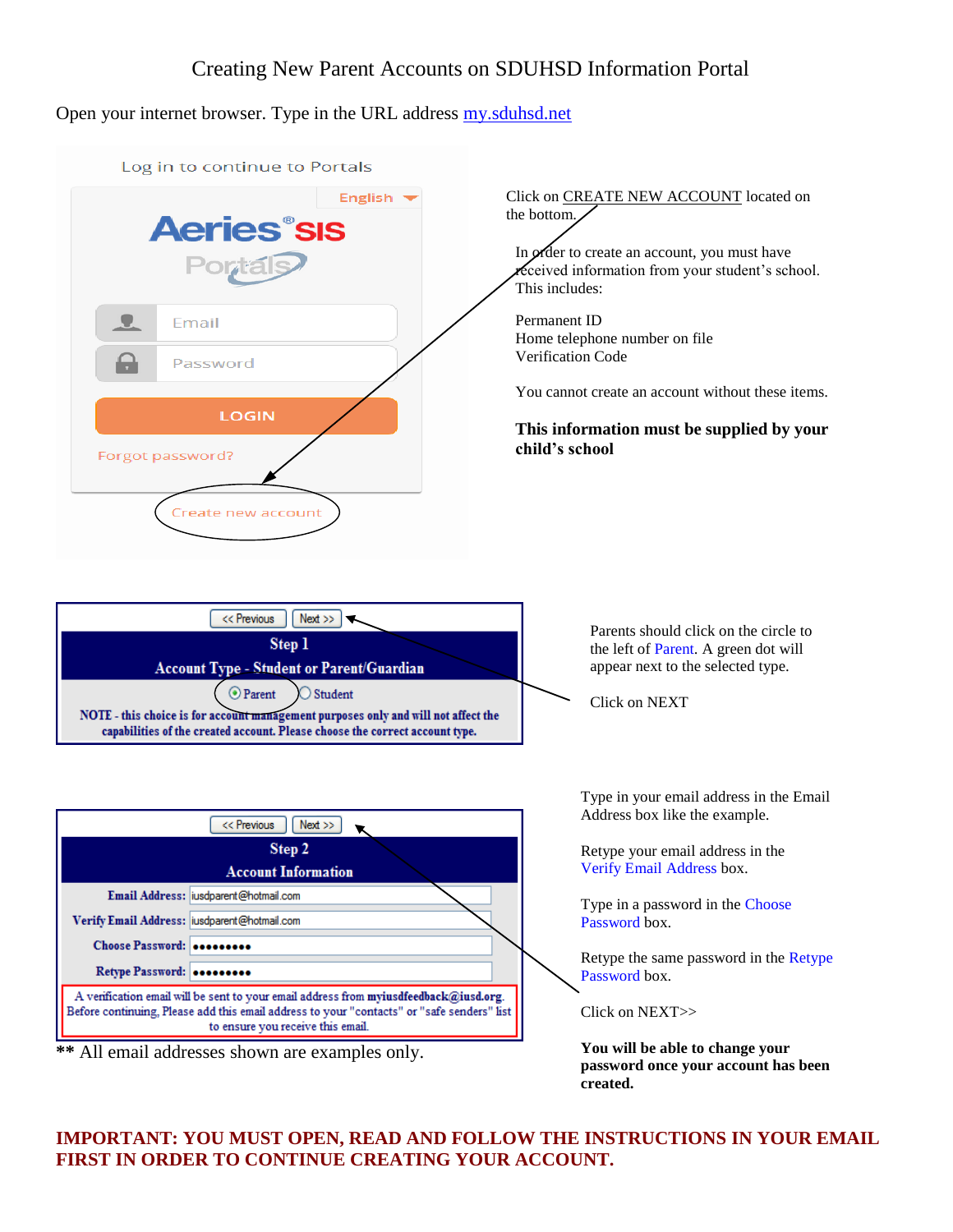# Creating New Parent Accounts on SDUHSD Information Portal

Open your internet browser. Type in the URL address [my.sduhsd.net](my.sduhsd.net)

Log in to continue to Portals

English

Aeries® SIS Portals

Email

Password

LOGIN

Forgot password?

Create new account

Click on CREATE NEW ACCOUNT located on the bottom.

In order to create an account, you must have received information from your student's school. This includes:

Permanent ID
Home telephone number on file
Verification Code

You cannot create an account without these items.

**This information must be supplied by your child's school**

<< Previous | Next >>

**Step 1**

**Account Type - Student or Parent/Guardian**

◉ Parent ○ Student

**NOTE - this choice is for account management purposes only and will not affect the capabilities of the created account. Please choose the correct account type.**

Parents should click on the circle to the left of Parent. A green dot will appear next to the selected type.

Click on NEXT

<< Previous | Next >>

**Step 2**

**Account Information**

| | |
|---|---|
| **Email Address:** | iusdparent@hotmail.com |
| **Verify Email Address:** | iusdparent@hotmail.com |
| **Choose Password:** | ●●●●●●●●● |
| **Retype Password:** | ●●●●●●●●● |

A verification email will be sent to your email address from **myiusdfeedback@iusd.org**. Before continuing, Please add this email address to your "contacts" or "safe senders" list to ensure you receive this email.

** All email addresses shown are examples only.

Type in your email address in the Email Address box like the example.

Retype your email address in the Verify Email Address box.

Type in a password in the Choose Password box.

Retype the same password in the Retype Password box.

Click on NEXT>>

**You will be able to change your password once your account has been created.**

**IMPORTANT: YOU MUST OPEN, READ AND FOLLOW THE INSTRUCTIONS IN YOUR EMAIL FIRST IN ORDER TO CONTINUE CREATING YOUR ACCOUNT.**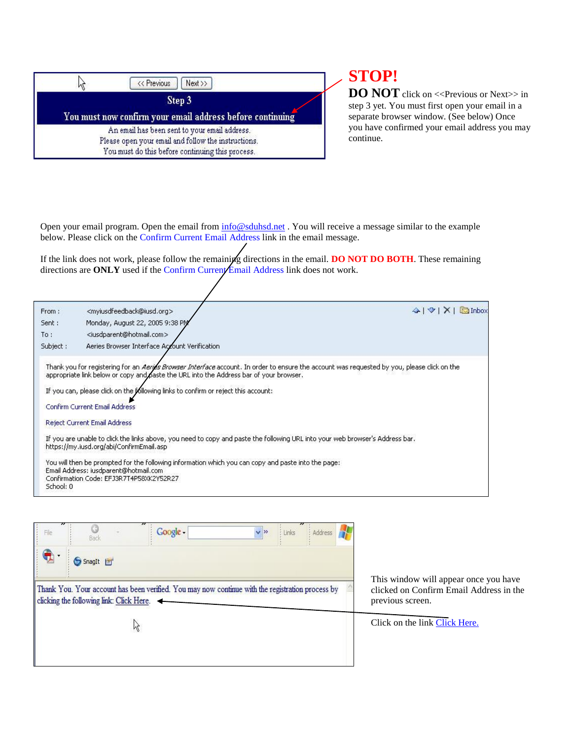<< Previous   Next >>

**Step 3**

**You must now confirm your email address before continuing**

An email has been sent to your email address.
Please open your email and follow the instructions.
You must do this before continuing this process.

# STOP!

**DO NOT** click on <<Previous or Next>> in step 3 yet. You must first open your email in a separate browser window. (See below) Once you have confirmed your email address you may continue.

Open your email program. Open the email from info@sduhsd.net . You will receive a message similar to the example below. Please click on the Confirm Current Email Address link in the email message.

If the link does not work, please follow the remaining directions in the email. **DO NOT DO BOTH**. These remaining directions are **ONLY** used if the Confirm Current Email Address link does not work.

From : <myiusdfeedback@iusd.org>
Sent : Monday, August 22, 2005 9:38 PM
To : <iusdparent@hotmail.com>
Subject : Aeries Browser Interface Account Verification

Thank you for registering for an *Aeries Browser Interface* account. In order to ensure the account was requested by you, please click on the appropriate link below or copy and paste the URL into the Address bar of your browser.

If you can, please click on the following links to confirm or reject this account:

Confirm Current Email Address

Reject Current Email Address

If you are unable to click the links above, you need to copy and paste the following URL into your web browser's Address bar.
https://my.iusd.org/abi/ConfirmEmail.asp

You will then be prompted for the following information which you can copy and paste into the page:
Email Address: iusdparent@hotmail.com
Confirmation Code: EFJ3R7T4P58XK2Y52R27
School: 0

Thank You. Your account has been verified. You may now continue with the registration process by clicking the following link: Click Here.

This window will appear once you have clicked on Confirm Email Address in the previous screen.

Click on the link Click Here.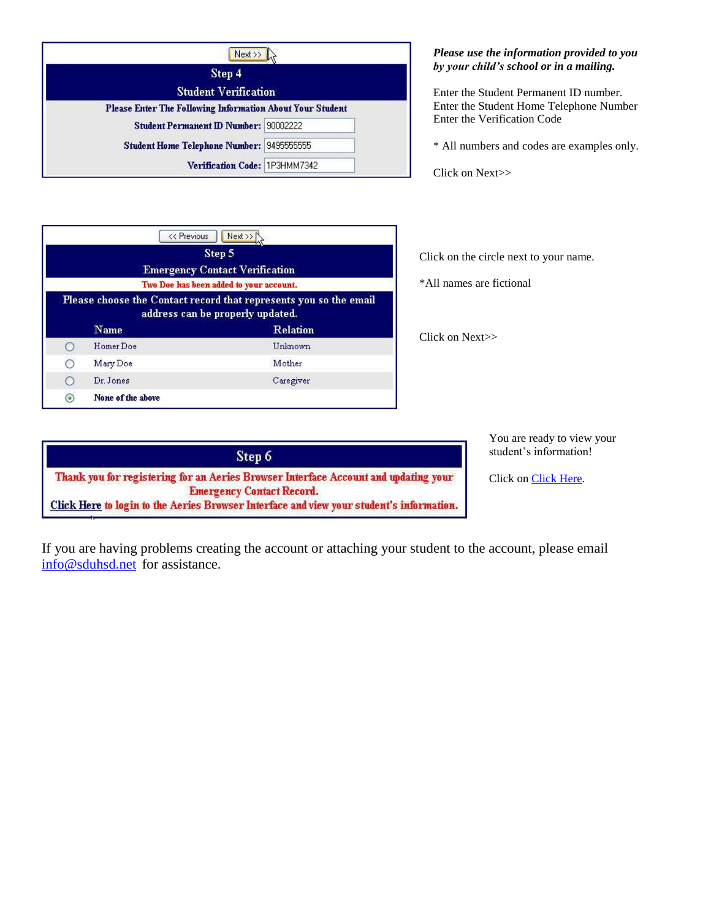Next >>

**Step 4**

**Student Verification**

**Please Enter The Following Information About Your Student**

| | |
|---|---|
| **Student Permanent ID Number:** | 90002222 |
| **Student Home Telephone Number:** | 9495555555 |
| **Verification Code:** | 1P3HMM7342 |

***Please use the information provided to you by your child's school or in a mailing.***

Enter the Student Permanent ID number.
Enter the Student Home Telephone Number
Enter the Verification Code

* All numbers and codes are examples only.

Click on Next>>

<< Previous Next >>

**Step 5**

**Emergency Contact Verification**

**Two Doe has been added to your account.**

**Please choose the Contact record that represents you so the email address can be properly updated.**

| | Name | Relation |
|---|---|---|
| ○ | Homer Doe | Unknown |
| ○ | Mary Doe | Mother |
| ○ | Dr. Jones | Caregiver |
| ◉ | **None of the above** | |

Click on the circle next to your name.

*All names are fictional

Click on Next>>

**Step 6**

**Thank you for registering for an Aeries Browser Interface Account and updating your Emergency Contact Record.**

**Click Here to login to the Aeries Browser Interface and view your student's information.**

You are ready to view your student's information!

Click on Click Here.

If you are having problems creating the account or attaching your student to the account, please email info@sduhsd.net for assistance.